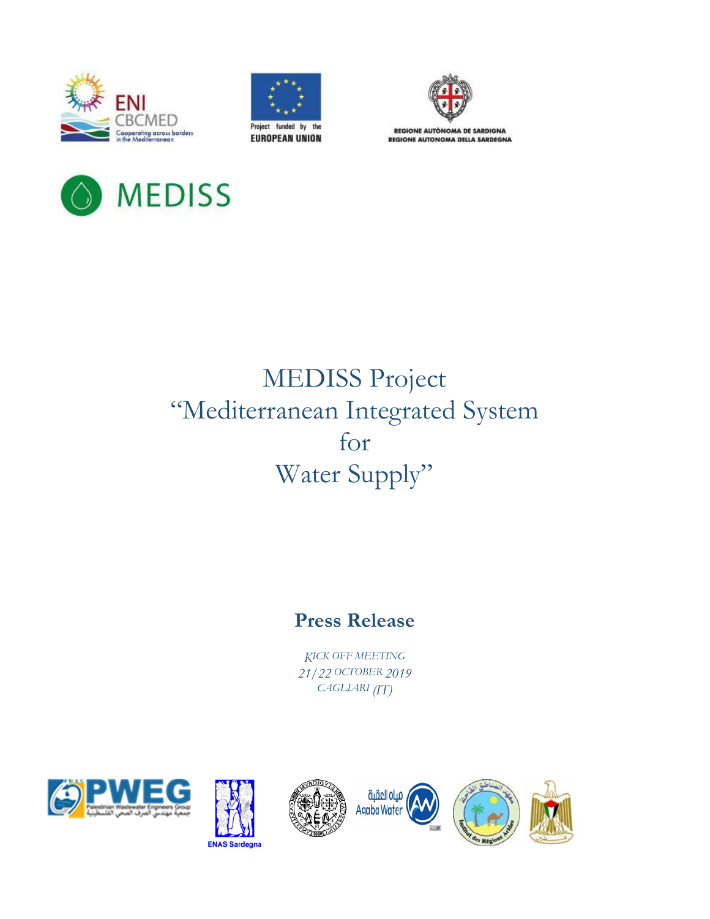# MEDISS Project

# "Mediterranean Integrated System for Water Supply"

## Press Release

*KICK OFF MEETING*
*21/22 OCTOBER 2019*
*CAGLIARI (IT)*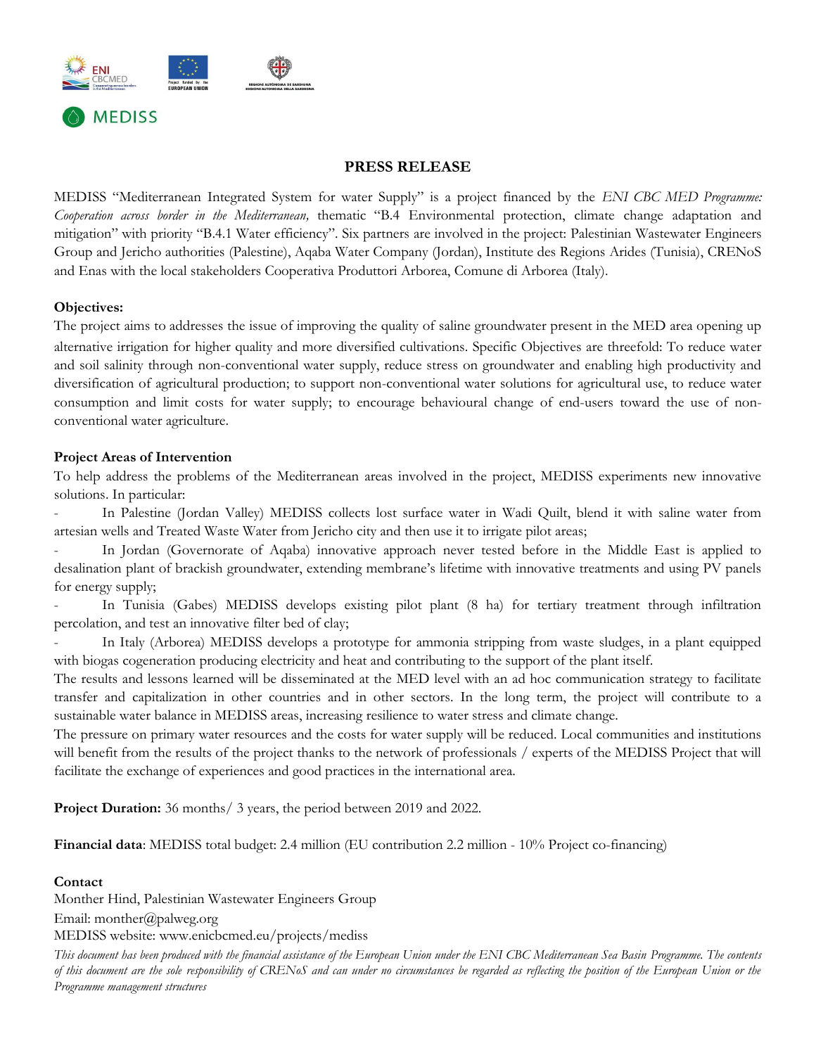# PRESS RELEASE

MEDISS "Mediterranean Integrated System for water Supply" is a project financed by the *ENI CBC MED Programme: Cooperation across border in the Mediterranean,* thematic "B.4 Environmental protection, climate change adaptation and mitigation" with priority "B.4.1 Water efficiency". Six partners are involved in the project: Palestinian Wastewater Engineers Group and Jericho authorities (Palestine), Aqaba Water Company (Jordan), Institute des Regions Arides (Tunisia), CRENoS and Enas with the local stakeholders Cooperativa Produttori Arborea, Comune di Arborea (Italy).

**Objectives:**

The project aims to addresses the issue of improving the quality of saline groundwater present in the MED area opening up alternative irrigation for higher quality and more diversified cultivations. Specific Objectives are threefold: To reduce water and soil salinity through non-conventional water supply, reduce stress on groundwater and enabling high productivity and diversification of agricultural production; to support non-conventional water solutions for agricultural use, to reduce water consumption and limit costs for water supply; to encourage behavioural change of end-users toward the use of non-conventional water agriculture.

**Project Areas of Intervention**

To help address the problems of the Mediterranean areas involved in the project, MEDISS experiments new innovative solutions. In particular:

- In Palestine (Jordan Valley) MEDISS collects lost surface water in Wadi Quilt, blend it with saline water from artesian wells and Treated Waste Water from Jericho city and then use it to irrigate pilot areas;
- In Jordan (Governorate of Aqaba) innovative approach never tested before in the Middle East is applied to desalination plant of brackish groundwater, extending membrane's lifetime with innovative treatments and using PV panels for energy supply;
- In Tunisia (Gabes) MEDISS develops existing pilot plant (8 ha) for tertiary treatment through infiltration percolation, and test an innovative filter bed of clay;
- In Italy (Arborea) MEDISS develops a prototype for ammonia stripping from waste sludges, in a plant equipped with biogas cogeneration producing electricity and heat and contributing to the support of the plant itself.

The results and lessons learned will be disseminated at the MED level with an ad hoc communication strategy to facilitate transfer and capitalization in other countries and in other sectors. In the long term, the project will contribute to a sustainable water balance in MEDISS areas, increasing resilience to water stress and climate change.

The pressure on primary water resources and the costs for water supply will be reduced. Local communities and institutions will benefit from the results of the project thanks to the network of professionals / experts of the MEDISS Project that will facilitate the exchange of experiences and good practices in the international area.

**Project Duration:** 36 months/ 3 years, the period between 2019 and 2022.

**Financial data**: MEDISS total budget: 2.4 million (EU contribution 2.2 million - 10% Project co-financing)

**Contact**

Monther Hind, Palestinian Wastewater Engineers Group

Email: monther@palweg.org

MEDISS website: www.enicbcmed.eu/projects/mediss

*This document has been produced with the financial assistance of the European Union under the ENI CBC Mediterranean Sea Basin Programme. The contents of this document are the sole responsibility of CRENoS and can under no circumstances be regarded as reflecting the position of the European Union or the Programme management structures*